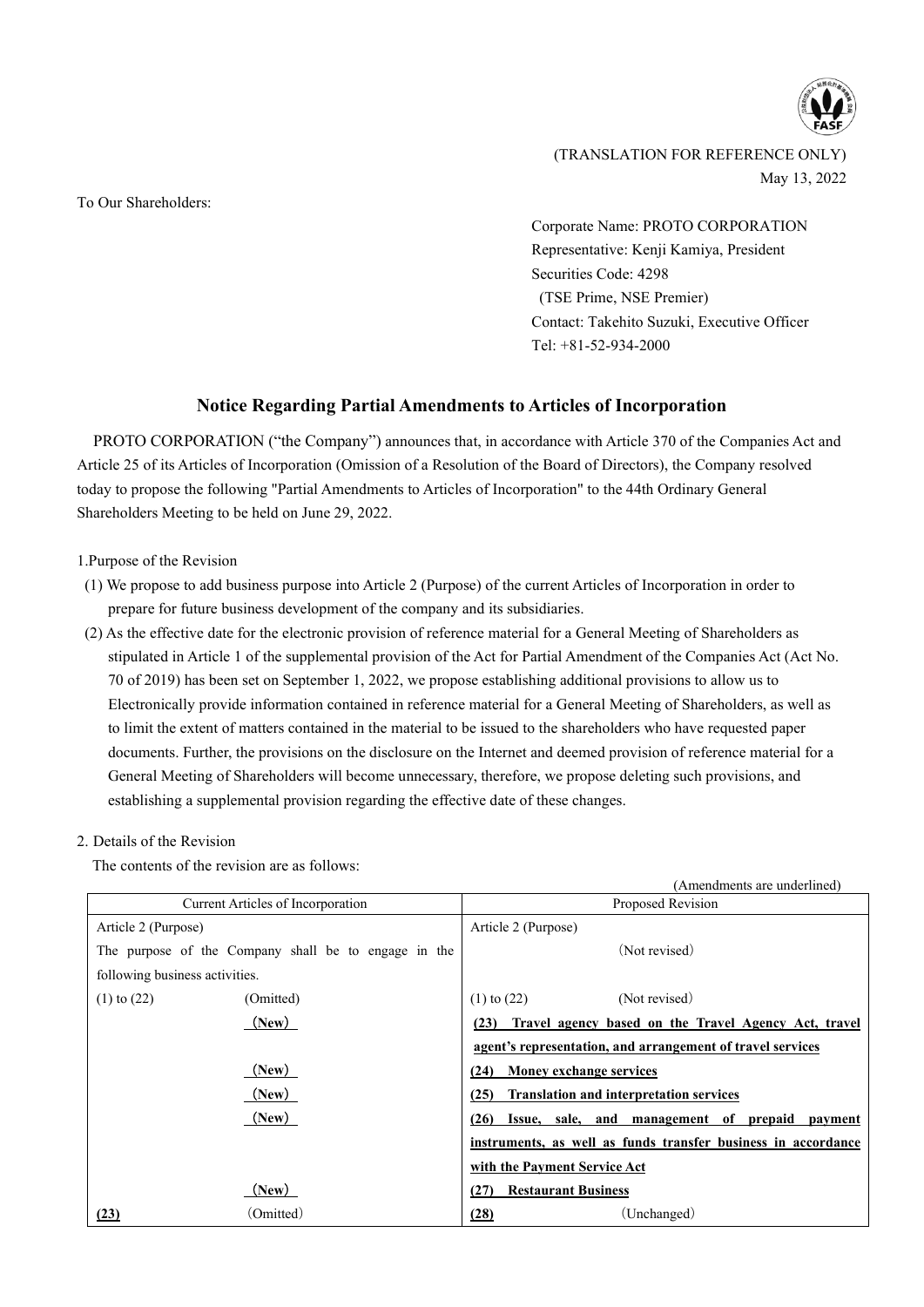(TRANSLATION FOR REFERENCE ONLY)
May 13, 2022

To Our Shareholders:

Corporate Name: PROTO CORPORATION
Representative: Kenji Kamiya, President
Securities Code: 4298
(TSE Prime, NSE Premier)
Contact: Takehito Suzuki, Executive Officer
Tel: +81-52-934-2000

## Notice Regarding Partial Amendments to Articles of Incorporation

PROTO CORPORATION ("the Company") announces that, in accordance with Article 370 of the Companies Act and Article 25 of its Articles of Incorporation (Omission of a Resolution of the Board of Directors), the Company resolved today to propose the following "Partial Amendments to Articles of Incorporation" to the 44th Ordinary General Shareholders Meeting to be held on June 29, 2022.

1.Purpose of the Revision

(1) We propose to add business purpose into Article 2 (Purpose) of the current Articles of Incorporation in order to prepare for future business development of the company and its subsidiaries.

(2) As the effective date for the electronic provision of reference material for a General Meeting of Shareholders as stipulated in Article 1 of the supplemental provision of the Act for Partial Amendment of the Companies Act (Act No. 70 of 2019) has been set on September 1, 2022, we propose establishing additional provisions to allow us to Electronically provide information contained in reference material for a General Meeting of Shareholders, as well as to limit the extent of matters contained in the material to be issued to the shareholders who have requested paper documents. Further, the provisions on the disclosure on the Internet and deemed provision of reference material for a General Meeting of Shareholders will become unnecessary, therefore, we propose deleting such provisions, and establishing a supplemental provision regarding the effective date of these changes.

2. Details of the Revision

The contents of the revision are as follows:

(Amendments are underlined)

| Current Articles of Incorporation | Proposed Revision |
|---|---|
| Article 2 (Purpose) | Article 2 (Purpose) |
| The purpose of the Company shall be to engage in the following business activities. | (Not revised) |
| (1) to (22) (Omitted) | (1) to (22) (Not revised) |
| (New) | **(23) Travel agency based on the Travel Agency Act, travel agent's representation, and arrangement of travel services** |
| (New) | **(24) Money exchange services** |
| (New) | **(25) Translation and interpretation services** |
| (New) | **(26) Issue, sale, and management of prepaid payment instruments, as well as funds transfer business in accordance with the Payment Service Act** |
| (New) | **(27) Restaurant Business** |
| **(23)** (Omitted) | **(28)** (Unchanged) |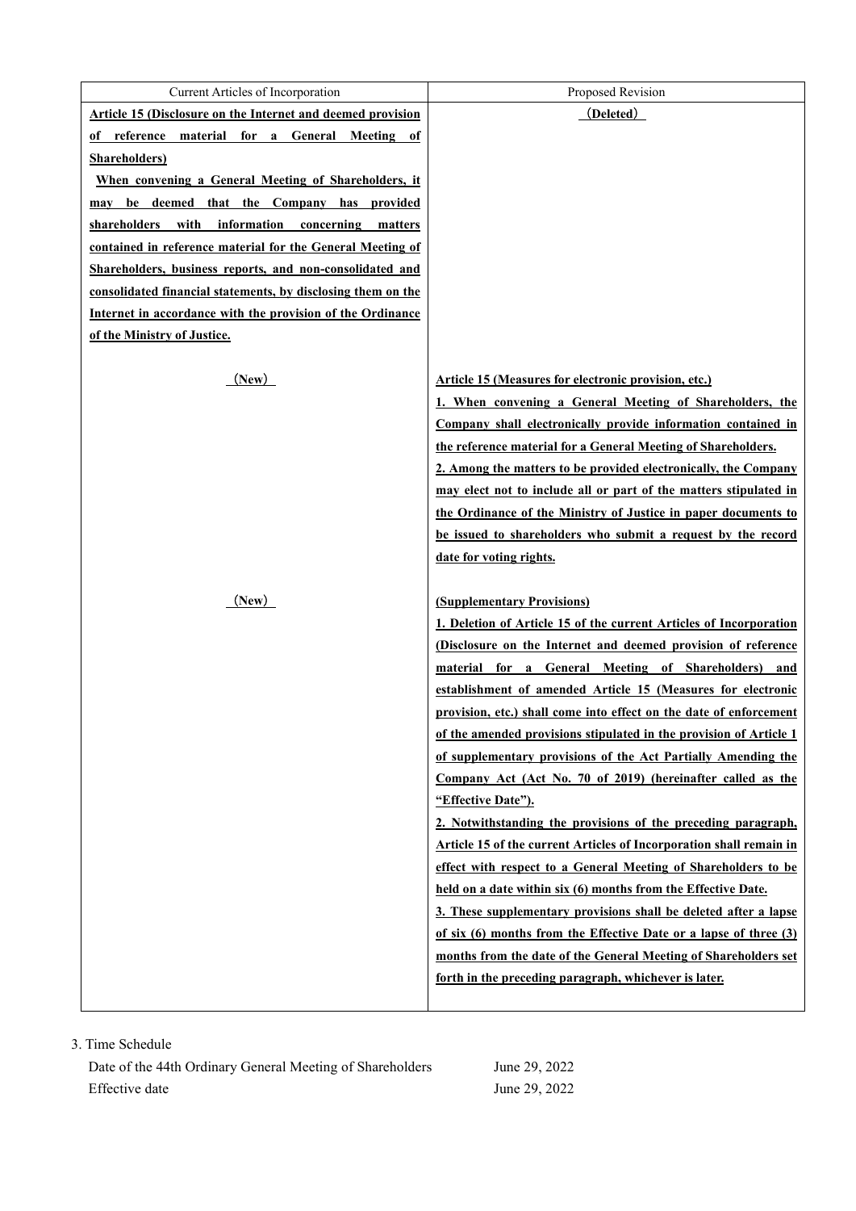| Current Articles of Incorporation | Proposed Revision |
| --- | --- |
| **Article 15 (Disclosure on the Internet and deemed provision of reference material for a General Meeting of Shareholders)**<br>**When convening a General Meeting of Shareholders, it may be deemed that the Company has provided shareholders with information concerning matters contained in reference material for the General Meeting of Shareholders, business reports, and non-consolidated and consolidated financial statements, by disclosing them on the Internet in accordance with the provision of the Ordinance of the Ministry of Justice.** | **(Deleted)** |
| **(New)** | **Article 15 (Measures for electronic provision, etc.)**<br>**1. When convening a General Meeting of Shareholders, the Company shall electronically provide information contained in the reference material for a General Meeting of Shareholders.**<br>**2. Among the matters to be provided electronically, the Company may elect not to include all or part of the matters stipulated in the Ordinance of the Ministry of Justice in paper documents to be issued to shareholders who submit a request by the record date for voting rights.** |
| **(New)** | **(Supplementary Provisions)**<br>**1. Deletion of Article 15 of the current Articles of Incorporation (Disclosure on the Internet and deemed provision of reference material for a General Meeting of Shareholders) and establishment of amended Article 15 (Measures for electronic provision, etc.) shall come into effect on the date of enforcement of the amended provisions stipulated in the provision of Article 1 of supplementary provisions of the Act Partially Amending the Company Act (Act No. 70 of 2019) (hereinafter called as the "Effective Date").**<br>**2. Notwithstanding the provisions of the preceding paragraph, Article 15 of the current Articles of Incorporation shall remain in effect with respect to a General Meeting of Shareholders to be held on a date within six (6) months from the Effective Date.**<br>**3. These supplementary provisions shall be deleted after a lapse of six (6) months from the Effective Date or a lapse of three (3) months from the date of the General Meeting of Shareholders set forth in the preceding paragraph, whichever is later.** |

3. Time Schedule

| | |
| --- | --- |
| Date of the 44th Ordinary General Meeting of Shareholders | June 29, 2022 |
| Effective date | June 29, 2022 |